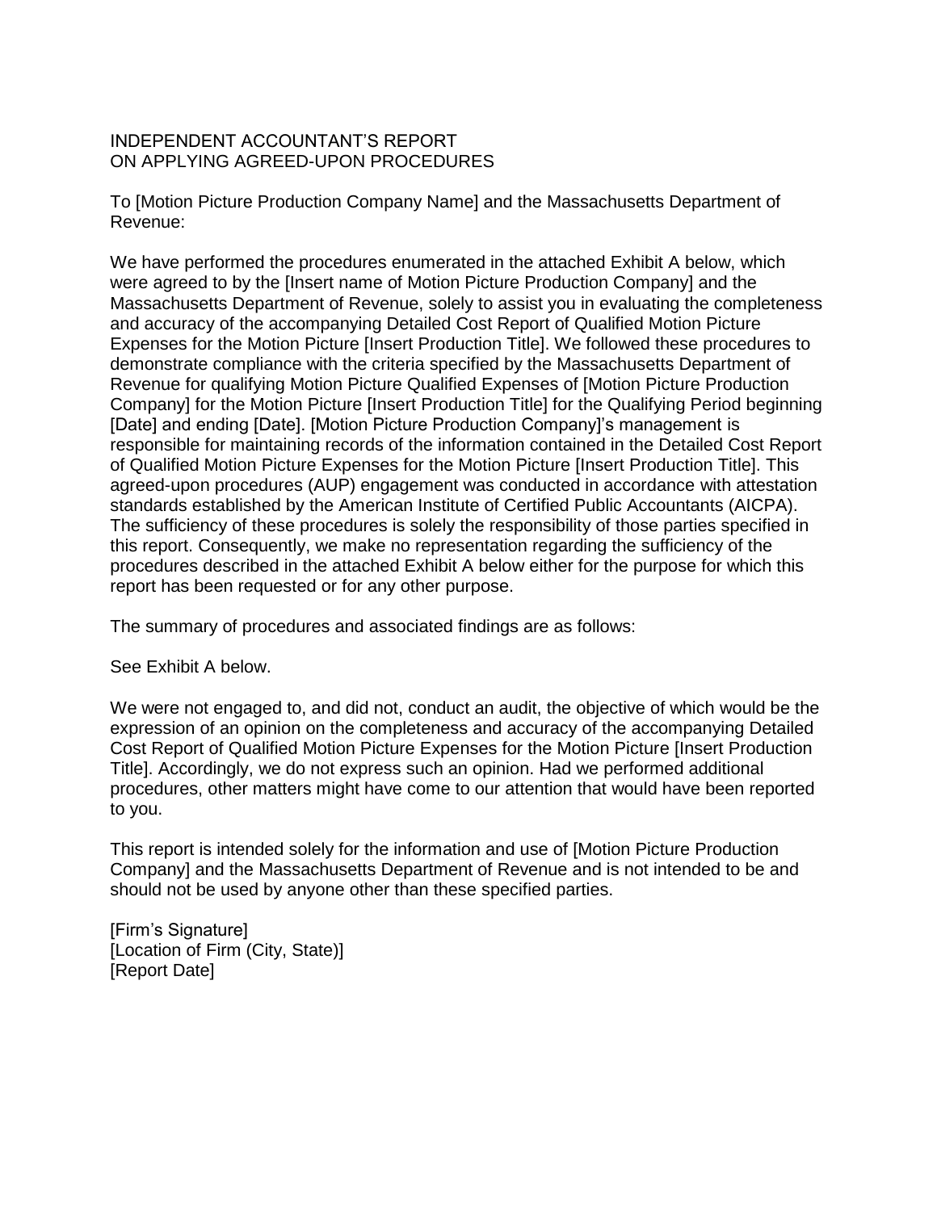# INDEPENDENT ACCOUNTANT'S REPORT ON APPLYING AGREED-UPON PROCEDURES

To [Motion Picture Production Company Name] and the Massachusetts Department of Revenue:

We have performed the procedures enumerated in the attached Exhibit A below, which were agreed to by the [Insert name of Motion Picture Production Company] and the Massachusetts Department of Revenue, solely to assist you in evaluating the completeness and accuracy of the accompanying Detailed Cost Report of Qualified Motion Picture Expenses for the Motion Picture [Insert Production Title]. We followed these procedures to demonstrate compliance with the criteria specified by the Massachusetts Department of Revenue for qualifying Motion Picture Qualified Expenses of [Motion Picture Production Company] for the Motion Picture [Insert Production Title] for the Qualifying Period beginning [Date] and ending [Date]. [Motion Picture Production Company]'s management is responsible for maintaining records of the information contained in the Detailed Cost Report of Qualified Motion Picture Expenses for the Motion Picture [Insert Production Title]. This agreed-upon procedures (AUP) engagement was conducted in accordance with attestation standards established by the American Institute of Certified Public Accountants (AICPA). The sufficiency of these procedures is solely the responsibility of those parties specified in this report. Consequently, we make no representation regarding the sufficiency of the procedures described in the attached Exhibit A below either for the purpose for which this report has been requested or for any other purpose.

The summary of procedures and associated findings are as follows:

See Exhibit A below.

We were not engaged to, and did not, conduct an audit, the objective of which would be the expression of an opinion on the completeness and accuracy of the accompanying Detailed Cost Report of Qualified Motion Picture Expenses for the Motion Picture [Insert Production Title]. Accordingly, we do not express such an opinion. Had we performed additional procedures, other matters might have come to our attention that would have been reported to you.

This report is intended solely for the information and use of [Motion Picture Production Company] and the Massachusetts Department of Revenue and is not intended to be and should not be used by anyone other than these specified parties.

[Firm's Signature]
[Location of Firm (City, State)]
[Report Date]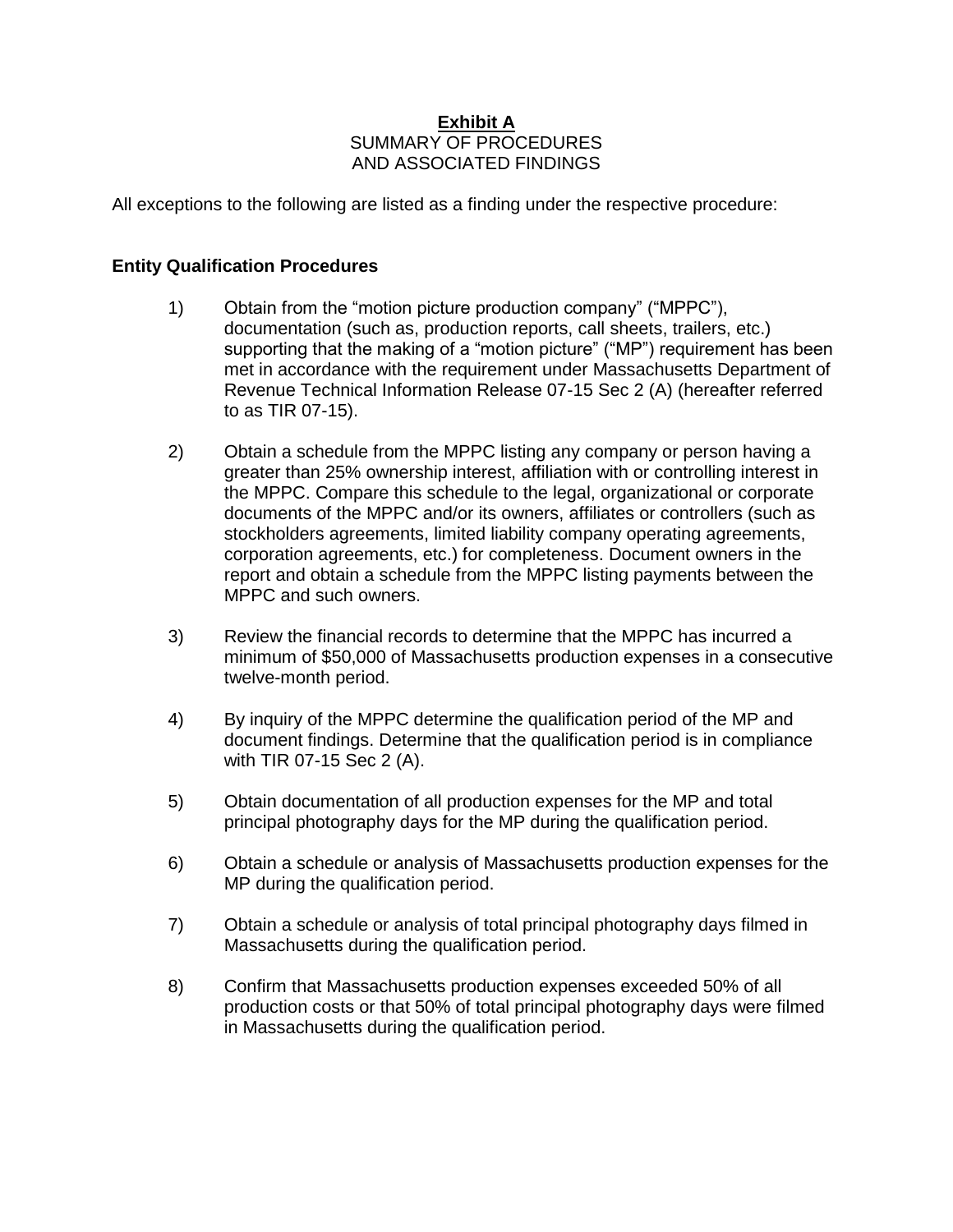# Exhibit A

SUMMARY OF PROCEDURES
AND ASSOCIATED FINDINGS

All exceptions to the following are listed as a finding under the respective procedure:

## Entity Qualification Procedures

1) Obtain from the “motion picture production company” (“MPPC”), documentation (such as, production reports, call sheets, trailers, etc.) supporting that the making of a “motion picture” (“MP”) requirement has been met in accordance with the requirement under Massachusetts Department of Revenue Technical Information Release 07-15 Sec 2 (A) (hereafter referred to as TIR 07-15).

2) Obtain a schedule from the MPPC listing any company or person having a greater than 25% ownership interest, affiliation with or controlling interest in the MPPC. Compare this schedule to the legal, organizational or corporate documents of the MPPC and/or its owners, affiliates or controllers (such as stockholders agreements, limited liability company operating agreements, corporation agreements, etc.) for completeness. Document owners in the report and obtain a schedule from the MPPC listing payments between the MPPC and such owners.

3) Review the financial records to determine that the MPPC has incurred a minimum of $50,000 of Massachusetts production expenses in a consecutive twelve-month period.

4) By inquiry of the MPPC determine the qualification period of the MP and document findings. Determine that the qualification period is in compliance with TIR 07-15 Sec 2 (A).

5) Obtain documentation of all production expenses for the MP and total principal photography days for the MP during the qualification period.

6) Obtain a schedule or analysis of Massachusetts production expenses for the MP during the qualification period.

7) Obtain a schedule or analysis of total principal photography days filmed in Massachusetts during the qualification period.

8) Confirm that Massachusetts production expenses exceeded 50% of all production costs or that 50% of total principal photography days were filmed in Massachusetts during the qualification period.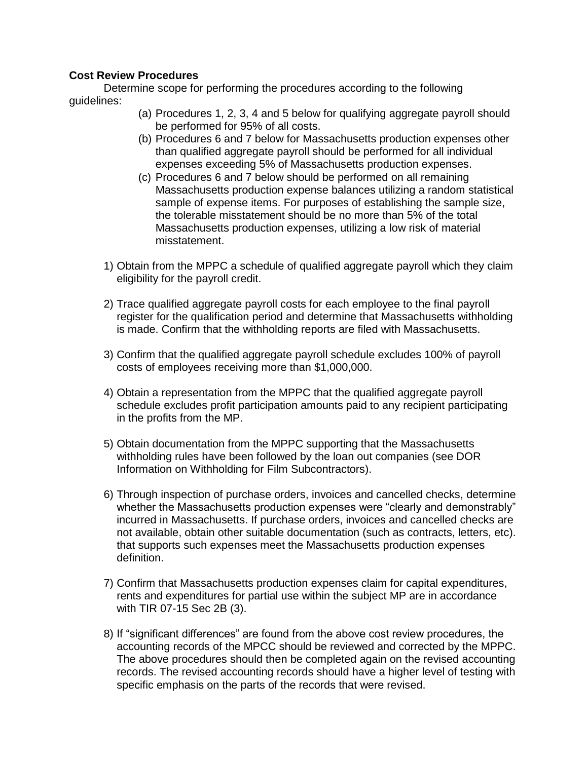**Cost Review Procedures**

Determine scope for performing the procedures according to the following guidelines:

(a) Procedures 1, 2, 3, 4 and 5 below for qualifying aggregate payroll should be performed for 95% of all costs.

(b) Procedures 6 and 7 below for Massachusetts production expenses other than qualified aggregate payroll should be performed for all individual expenses exceeding 5% of Massachusetts production expenses.

(c) Procedures 6 and 7 below should be performed on all remaining Massachusetts production expense balances utilizing a random statistical sample of expense items. For purposes of establishing the sample size, the tolerable misstatement should be no more than 5% of the total Massachusetts production expenses, utilizing a low risk of material misstatement.

1) Obtain from the MPPC a schedule of qualified aggregate payroll which they claim eligibility for the payroll credit.

2) Trace qualified aggregate payroll costs for each employee to the final payroll register for the qualification period and determine that Massachusetts withholding is made. Confirm that the withholding reports are filed with Massachusetts.

3) Confirm that the qualified aggregate payroll schedule excludes 100% of payroll costs of employees receiving more than $1,000,000.

4) Obtain a representation from the MPPC that the qualified aggregate payroll schedule excludes profit participation amounts paid to any recipient participating in the profits from the MP.

5) Obtain documentation from the MPPC supporting that the Massachusetts withholding rules have been followed by the loan out companies (see DOR Information on Withholding for Film Subcontractors).

6) Through inspection of purchase orders, invoices and cancelled checks, determine whether the Massachusetts production expenses were "clearly and demonstrably" incurred in Massachusetts. If purchase orders, invoices and cancelled checks are not available, obtain other suitable documentation (such as contracts, letters, etc). that supports such expenses meet the Massachusetts production expenses definition.

7) Confirm that Massachusetts production expenses claim for capital expenditures, rents and expenditures for partial use within the subject MP are in accordance with TIR 07-15 Sec 2B (3).

8) If "significant differences" are found from the above cost review procedures, the accounting records of the MPCC should be reviewed and corrected by the MPPC. The above procedures should then be completed again on the revised accounting records. The revised accounting records should have a higher level of testing with specific emphasis on the parts of the records that were revised.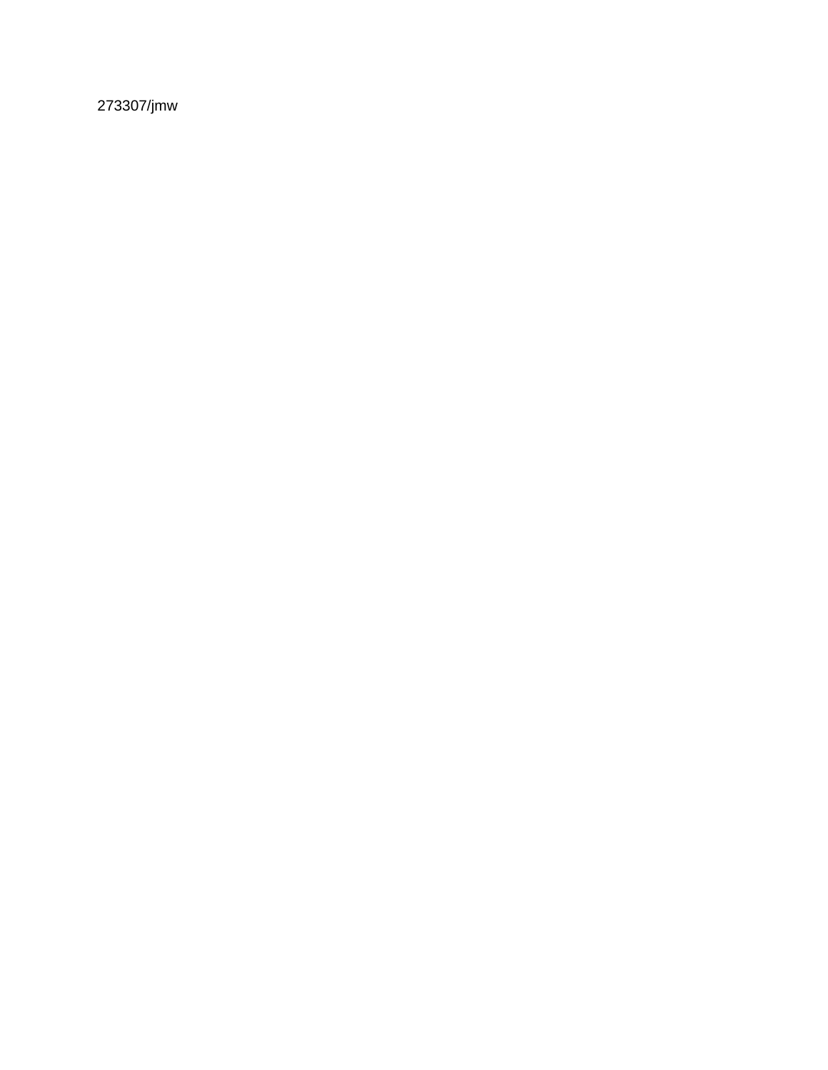273307/jmw